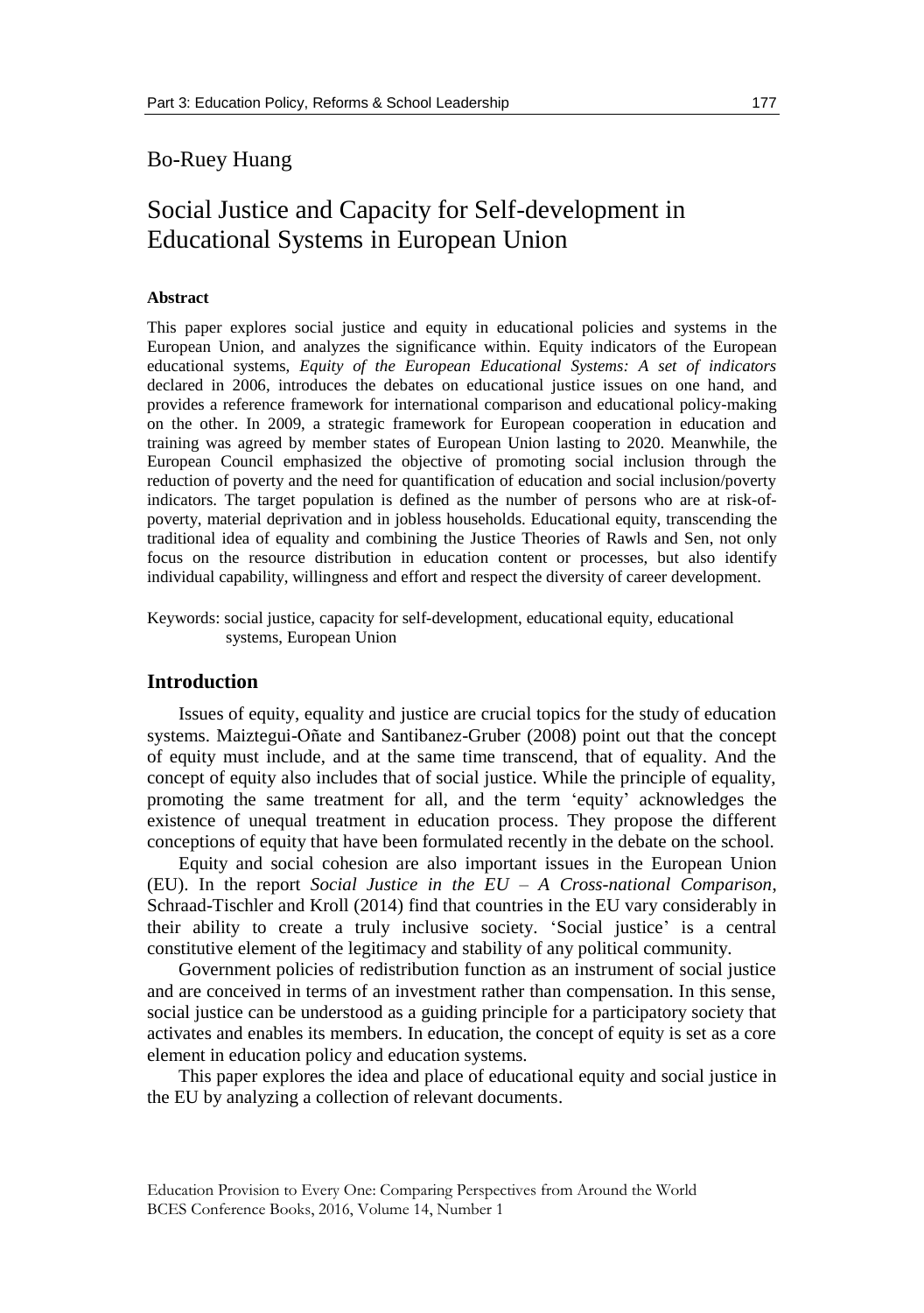Bo-Ruey Huang

# Social Justice and Capacity for Self-development in Educational Systems in European Union

### Abstract

This paper explores social justice and equity in educational policies and systems in the European Union, and analyzes the significance within. Equity indicators of the European educational systems, *Equity of the European Educational Systems: A set of indicators* declared in 2006, introduces the debates on educational justice issues on one hand, and provides a reference framework for international comparison and educational policy-making on the other. In 2009, a strategic framework for European cooperation in education and training was agreed by member states of European Union lasting to 2020. Meanwhile, the European Council emphasized the objective of promoting social inclusion through the reduction of poverty and the need for quantification of education and social inclusion/poverty indicators. The target population is defined as the number of persons who are at risk-of-poverty, material deprivation and in jobless households. Educational equity, transcending the traditional idea of equality and combining the Justice Theories of Rawls and Sen, not only focus on the resource distribution in education content or processes, but also identify individual capability, willingness and effort and respect the diversity of career development.

Keywords: social justice, capacity for self-development, educational equity, educational systems, European Union

## Introduction

Issues of equity, equality and justice are crucial topics for the study of education systems. Maiztegui-Oñate and Santibanez-Gruber (2008) point out that the concept of equity must include, and at the same time transcend, that of equality. And the concept of equity also includes that of social justice. While the principle of equality, promoting the same treatment for all, and the term 'equity' acknowledges the existence of unequal treatment in education process. They propose the different conceptions of equity that have been formulated recently in the debate on the school.

Equity and social cohesion are also important issues in the European Union (EU). In the report *Social Justice in the EU – A Cross-national Comparison*, Schraad-Tischler and Kroll (2014) find that countries in the EU vary considerably in their ability to create a truly inclusive society. 'Social justice' is a central constitutive element of the legitimacy and stability of any political community.

Government policies of redistribution function as an instrument of social justice and are conceived in terms of an investment rather than compensation. In this sense, social justice can be understood as a guiding principle for a participatory society that activates and enables its members. In education, the concept of equity is set as a core element in education policy and education systems.

This paper explores the idea and place of educational equity and social justice in the EU by analyzing a collection of relevant documents.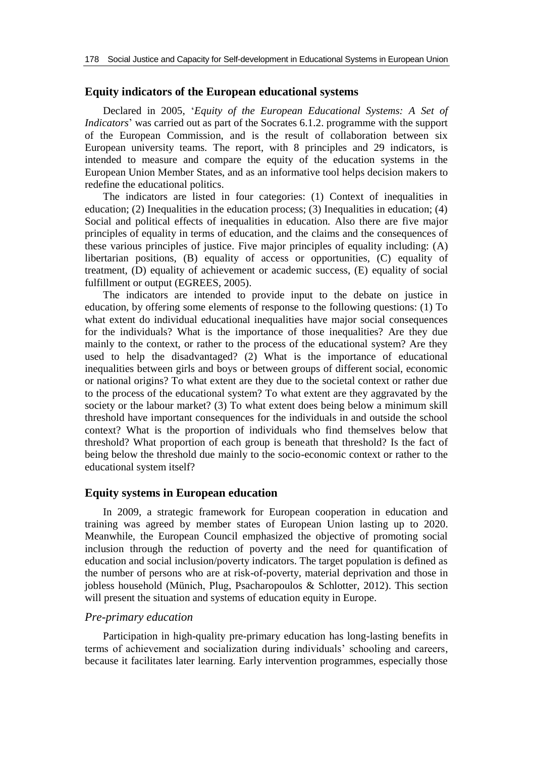## Equity indicators of the European educational systems

Declared in 2005, '*Equity of the European Educational Systems: A Set of Indicators*' was carried out as part of the Socrates 6.1.2. programme with the support of the European Commission, and is the result of collaboration between six European university teams. The report, with 8 principles and 29 indicators, is intended to measure and compare the equity of the education systems in the European Union Member States, and as an informative tool helps decision makers to redefine the educational politics.

The indicators are listed in four categories: (1) Context of inequalities in education; (2) Inequalities in the education process; (3) Inequalities in education; (4) Social and political effects of inequalities in education. Also there are five major principles of equality in terms of education, and the claims and the consequences of these various principles of justice. Five major principles of equality including: (A) libertarian positions, (B) equality of access or opportunities, (C) equality of treatment, (D) equality of achievement or academic success, (E) equality of social fulfillment or output (EGREES, 2005).

The indicators are intended to provide input to the debate on justice in education, by offering some elements of response to the following questions: (1) To what extent do individual educational inequalities have major social consequences for the individuals? What is the importance of those inequalities? Are they due mainly to the context, or rather to the process of the educational system? Are they used to help the disadvantaged? (2) What is the importance of educational inequalities between girls and boys or between groups of different social, economic or national origins? To what extent are they due to the societal context or rather due to the process of the educational system? To what extent are they aggravated by the society or the labour market? (3) To what extent does being below a minimum skill threshold have important consequences for the individuals in and outside the school context? What is the proportion of individuals who find themselves below that threshold? What proportion of each group is beneath that threshold? Is the fact of being below the threshold due mainly to the socio-economic context or rather to the educational system itself?

## Equity systems in European education

In 2009, a strategic framework for European cooperation in education and training was agreed by member states of European Union lasting up to 2020. Meanwhile, the European Council emphasized the objective of promoting social inclusion through the reduction of poverty and the need for quantification of education and social inclusion/poverty indicators. The target population is defined as the number of persons who are at risk-of-poverty, material deprivation and those in jobless household (Münich, Plug, Psacharopoulos & Schlotter, 2012). This section will present the situation and systems of education equity in Europe.

### *Pre-primary education*

Participation in high-quality pre-primary education has long-lasting benefits in terms of achievement and socialization during individuals' schooling and careers, because it facilitates later learning. Early intervention programmes, especially those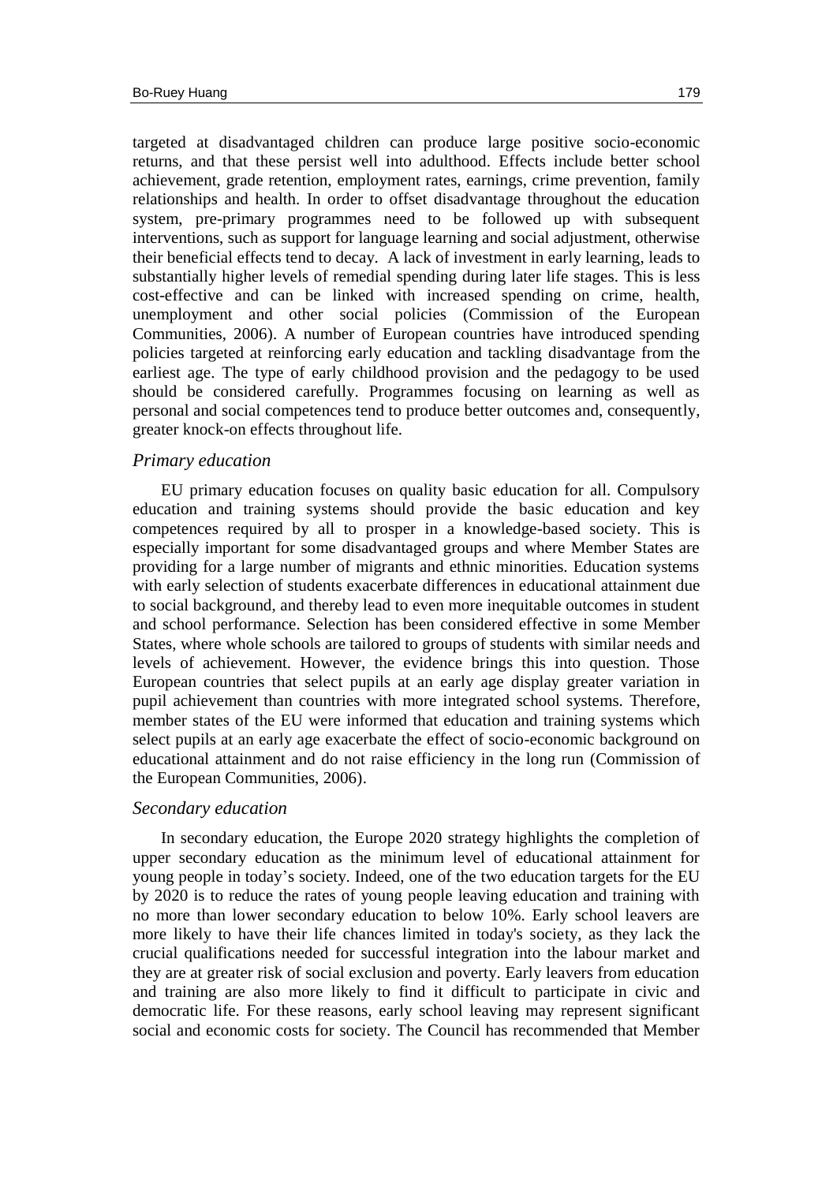targeted at disadvantaged children can produce large positive socio-economic returns, and that these persist well into adulthood. Effects include better school achievement, grade retention, employment rates, earnings, crime prevention, family relationships and health. In order to offset disadvantage throughout the education system, pre-primary programmes need to be followed up with subsequent interventions, such as support for language learning and social adjustment, otherwise their beneficial effects tend to decay. A lack of investment in early learning, leads to substantially higher levels of remedial spending during later life stages. This is less cost-effective and can be linked with increased spending on crime, health, unemployment and other social policies (Commission of the European Communities, 2006). A number of European countries have introduced spending policies targeted at reinforcing early education and tackling disadvantage from the earliest age. The type of early childhood provision and the pedagogy to be used should be considered carefully. Programmes focusing on learning as well as personal and social competences tend to produce better outcomes and, consequently, greater knock-on effects throughout life.

### *Primary education*

EU primary education focuses on quality basic education for all. Compulsory education and training systems should provide the basic education and key competences required by all to prosper in a knowledge-based society. This is especially important for some disadvantaged groups and where Member States are providing for a large number of migrants and ethnic minorities. Education systems with early selection of students exacerbate differences in educational attainment due to social background, and thereby lead to even more inequitable outcomes in student and school performance. Selection has been considered effective in some Member States, where whole schools are tailored to groups of students with similar needs and levels of achievement. However, the evidence brings this into question. Those European countries that select pupils at an early age display greater variation in pupil achievement than countries with more integrated school systems. Therefore, member states of the EU were informed that education and training systems which select pupils at an early age exacerbate the effect of socio-economic background on educational attainment and do not raise efficiency in the long run (Commission of the European Communities, 2006).

### *Secondary education*

In secondary education, the Europe 2020 strategy highlights the completion of upper secondary education as the minimum level of educational attainment for young people in today's society. Indeed, one of the two education targets for the EU by 2020 is to reduce the rates of young people leaving education and training with no more than lower secondary education to below 10%. Early school leavers are more likely to have their life chances limited in today's society, as they lack the crucial qualifications needed for successful integration into the labour market and they are at greater risk of social exclusion and poverty. Early leavers from education and training are also more likely to find it difficult to participate in civic and democratic life. For these reasons, early school leaving may represent significant social and economic costs for society. The Council has recommended that Member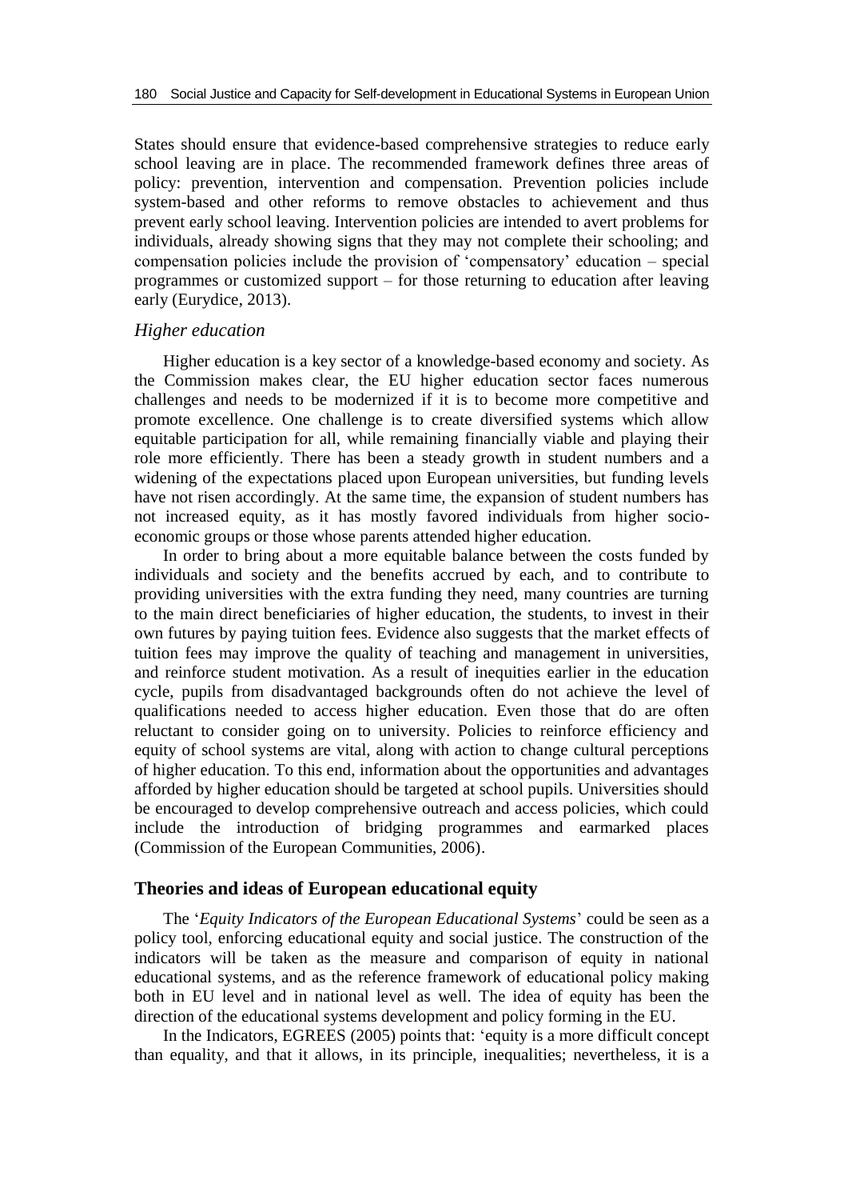States should ensure that evidence-based comprehensive strategies to reduce early school leaving are in place. The recommended framework defines three areas of policy: prevention, intervention and compensation. Prevention policies include system-based and other reforms to remove obstacles to achievement and thus prevent early school leaving. Intervention policies are intended to avert problems for individuals, already showing signs that they may not complete their schooling; and compensation policies include the provision of 'compensatory' education – special programmes or customized support – for those returning to education after leaving early (Eurydice, 2013).

### *Higher education*

Higher education is a key sector of a knowledge-based economy and society. As the Commission makes clear, the EU higher education sector faces numerous challenges and needs to be modernized if it is to become more competitive and promote excellence. One challenge is to create diversified systems which allow equitable participation for all, while remaining financially viable and playing their role more efficiently. There has been a steady growth in student numbers and a widening of the expectations placed upon European universities, but funding levels have not risen accordingly. At the same time, the expansion of student numbers has not increased equity, as it has mostly favored individuals from higher socio-economic groups or those whose parents attended higher education.

In order to bring about a more equitable balance between the costs funded by individuals and society and the benefits accrued by each, and to contribute to providing universities with the extra funding they need, many countries are turning to the main direct beneficiaries of higher education, the students, to invest in their own futures by paying tuition fees. Evidence also suggests that the market effects of tuition fees may improve the quality of teaching and management in universities, and reinforce student motivation. As a result of inequities earlier in the education cycle, pupils from disadvantaged backgrounds often do not achieve the level of qualifications needed to access higher education. Even those that do are often reluctant to consider going on to university. Policies to reinforce efficiency and equity of school systems are vital, along with action to change cultural perceptions of higher education. To this end, information about the opportunities and advantages afforded by higher education should be targeted at school pupils. Universities should be encouraged to develop comprehensive outreach and access policies, which could include the introduction of bridging programmes and earmarked places (Commission of the European Communities, 2006).

## Theories and ideas of European educational equity

The '*Equity Indicators of the European Educational Systems*' could be seen as a policy tool, enforcing educational equity and social justice. The construction of the indicators will be taken as the measure and comparison of equity in national educational systems, and as the reference framework of educational policy making both in EU level and in national level as well. The idea of equity has been the direction of the educational systems development and policy forming in the EU.

In the Indicators, EGREES (2005) points that: 'equity is a more difficult concept than equality, and that it allows, in its principle, inequalities; nevertheless, it is a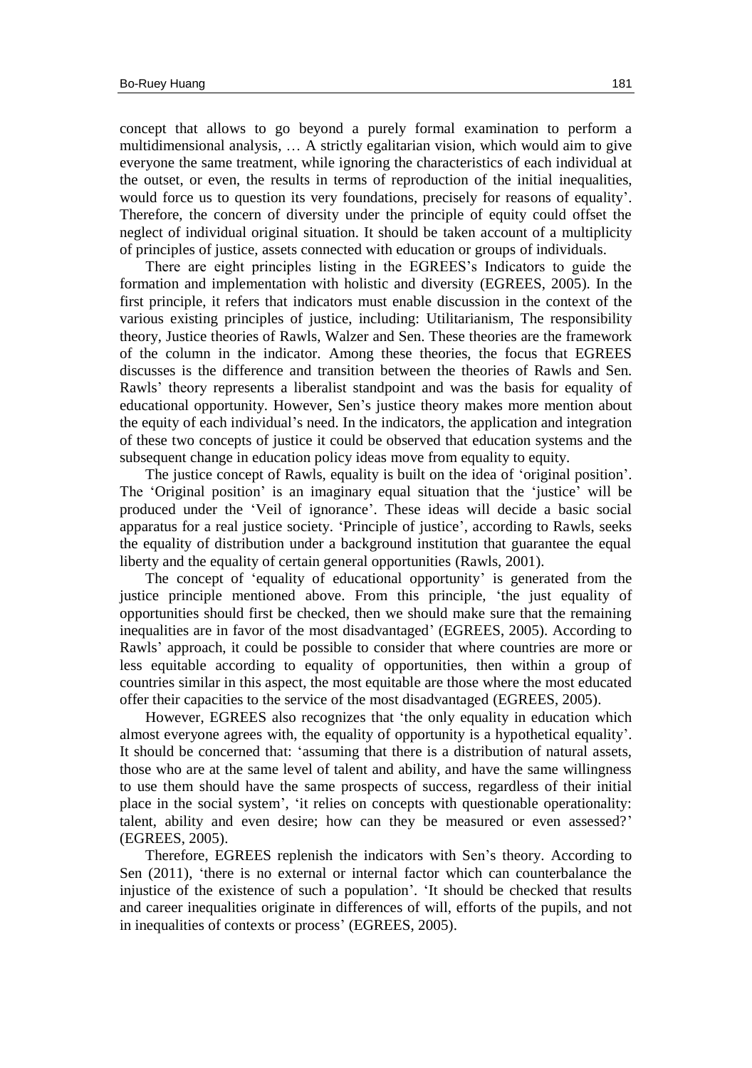concept that allows to go beyond a purely formal examination to perform a multidimensional analysis, … A strictly egalitarian vision, which would aim to give everyone the same treatment, while ignoring the characteristics of each individual at the outset, or even, the results in terms of reproduction of the initial inequalities, would force us to question its very foundations, precisely for reasons of equality'. Therefore, the concern of diversity under the principle of equity could offset the neglect of individual original situation. It should be taken account of a multiplicity of principles of justice, assets connected with education or groups of individuals.

There are eight principles listing in the EGREES's Indicators to guide the formation and implementation with holistic and diversity (EGREES, 2005). In the first principle, it refers that indicators must enable discussion in the context of the various existing principles of justice, including: Utilitarianism, The responsibility theory, Justice theories of Rawls, Walzer and Sen. These theories are the framework of the column in the indicator. Among these theories, the focus that EGREES discusses is the difference and transition between the theories of Rawls and Sen. Rawls' theory represents a liberalist standpoint and was the basis for equality of educational opportunity. However, Sen's justice theory makes more mention about the equity of each individual's need. In the indicators, the application and integration of these two concepts of justice it could be observed that education systems and the subsequent change in education policy ideas move from equality to equity.

The justice concept of Rawls, equality is built on the idea of 'original position'. The 'Original position' is an imaginary equal situation that the 'justice' will be produced under the 'Veil of ignorance'. These ideas will decide a basic social apparatus for a real justice society. 'Principle of justice', according to Rawls, seeks the equality of distribution under a background institution that guarantee the equal liberty and the equality of certain general opportunities (Rawls, 2001).

The concept of 'equality of educational opportunity' is generated from the justice principle mentioned above. From this principle, 'the just equality of opportunities should first be checked, then we should make sure that the remaining inequalities are in favor of the most disadvantaged' (EGREES, 2005). According to Rawls' approach, it could be possible to consider that where countries are more or less equitable according to equality of opportunities, then within a group of countries similar in this aspect, the most equitable are those where the most educated offer their capacities to the service of the most disadvantaged (EGREES, 2005).

However, EGREES also recognizes that 'the only equality in education which almost everyone agrees with, the equality of opportunity is a hypothetical equality'. It should be concerned that: 'assuming that there is a distribution of natural assets, those who are at the same level of talent and ability, and have the same willingness to use them should have the same prospects of success, regardless of their initial place in the social system', 'it relies on concepts with questionable operationality: talent, ability and even desire; how can they be measured or even assessed?' (EGREES, 2005).

Therefore, EGREES replenish the indicators with Sen's theory. According to Sen (2011), 'there is no external or internal factor which can counterbalance the injustice of the existence of such a population'. 'It should be checked that results and career inequalities originate in differences of will, efforts of the pupils, and not in inequalities of contexts or process' (EGREES, 2005).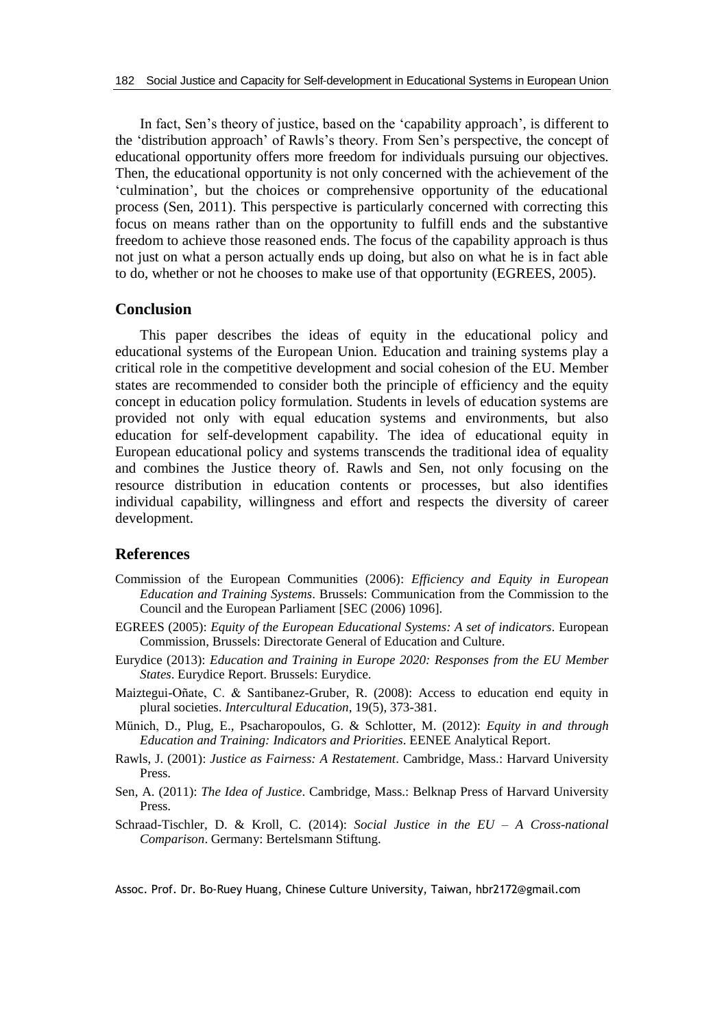In fact, Sen's theory of justice, based on the 'capability approach', is different to the 'distribution approach' of Rawls's theory. From Sen's perspective, the concept of educational opportunity offers more freedom for individuals pursuing our objectives. Then, the educational opportunity is not only concerned with the achievement of the 'culmination', but the choices or comprehensive opportunity of the educational process (Sen, 2011). This perspective is particularly concerned with correcting this focus on means rather than on the opportunity to fulfill ends and the substantive freedom to achieve those reasoned ends. The focus of the capability approach is thus not just on what a person actually ends up doing, but also on what he is in fact able to do, whether or not he chooses to make use of that opportunity (EGREES, 2005).

## Conclusion

This paper describes the ideas of equity in the educational policy and educational systems of the European Union. Education and training systems play a critical role in the competitive development and social cohesion of the EU. Member states are recommended to consider both the principle of efficiency and the equity concept in education policy formulation. Students in levels of education systems are provided not only with equal education systems and environments, but also education for self-development capability. The idea of educational equity in European educational policy and systems transcends the traditional idea of equality and combines the Justice theory of. Rawls and Sen, not only focusing on the resource distribution in education contents or processes, but also identifies individual capability, willingness and effort and respects the diversity of career development.

## References

Commission of the European Communities (2006): *Efficiency and Equity in European Education and Training Systems*. Brussels: Communication from the Commission to the Council and the European Parliament [SEC (2006) 1096].

EGREES (2005): *Equity of the European Educational Systems: A set of indicators*. European Commission, Brussels: Directorate General of Education and Culture.

Eurydice (2013): *Education and Training in Europe 2020: Responses from the EU Member States*. Eurydice Report. Brussels: Eurydice.

Maiztegui-Oñate, C. & Santibanez-Gruber, R. (2008): Access to education end equity in plural societies. *Intercultural Education*, 19(5), 373-381.

Münich, D., Plug, E., Psacharopoulos, G. & Schlotter, M. (2012): *Equity in and through Education and Training: Indicators and Priorities*. EENEE Analytical Report.

Rawls, J. (2001): *Justice as Fairness: A Restatement*. Cambridge, Mass.: Harvard University Press.

Sen, A. (2011): *The Idea of Justice*. Cambridge, Mass.: Belknap Press of Harvard University Press.

Schraad-Tischler, D. & Kroll, C. (2014): *Social Justice in the EU – A Cross-national Comparison*. Germany: Bertelsmann Stiftung.

Assoc. Prof. Dr. Bo-Ruey Huang, Chinese Culture University, Taiwan, hbr2172@gmail.com